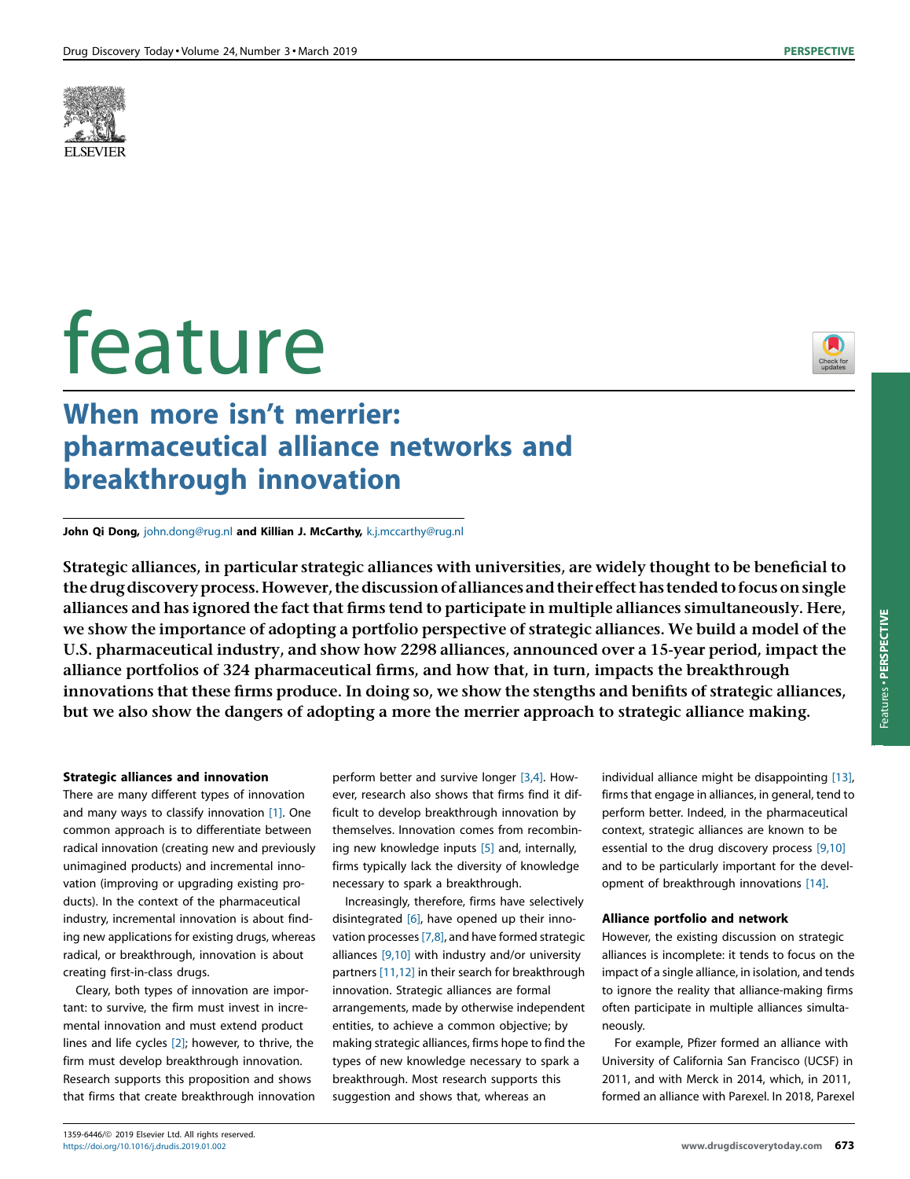# feature

## When more isn't merrier: pharmaceutical alliance networks and breakthrough innovation

**John Qi Dong**, john.dong@rug.nl **and Killian J. McCarthy**, k.j.mccarthy@rug.nl

**Strategic alliances, in particular strategic alliances with universities, are widely thought to be beneficial to the drug discovery process. However, the discussion of alliances and their effect has tended to focus on single alliances and has ignored the fact that firms tend to participate in multiple alliances simultaneously. Here, we show the importance of adopting a portfolio perspective of strategic alliances. We build a model of the U.S. pharmaceutical industry, and show how 2298 alliances, announced over a 15-year period, impact the alliance portfolios of 324 pharmaceutical firms, and how that, in turn, impacts the breakthrough innovations that these firms produce. In doing so, we show the stengths and benifits of strategic alliances, but we also show the dangers of adopting a more the merrier approach to strategic alliance making.**

### Strategic alliances and innovation

There are many different types of innovation and many ways to classify innovation [1]. One common approach is to differentiate between radical innovation (creating new and previously unimagined products) and incremental innovation (improving or upgrading existing products). In the context of the pharmaceutical industry, incremental innovation is about finding new applications for existing drugs, whereas radical, or breakthrough, innovation is about creating first-in-class drugs.

Cleary, both types of innovation are important: to survive, the firm must invest in incremental innovation and must extend product lines and life cycles [2]; however, to thrive, the firm must develop breakthrough innovation. Research supports this proposition and shows that firms that create breakthrough innovation perform better and survive longer [3,4]. However, research also shows that firms find it difficult to develop breakthrough innovation by themselves. Innovation comes from recombining new knowledge inputs [5] and, internally, firms typically lack the diversity of knowledge necessary to spark a breakthrough.

Increasingly, therefore, firms have selectively disintegrated [6], have opened up their innovation processes [7,8], and have formed strategic alliances [9,10] with industry and/or university partners [11,12] in their search for breakthrough innovation. Strategic alliances are formal arrangements, made by otherwise independent entities, to achieve a common objective; by making strategic alliances, firms hope to find the types of new knowledge necessary to spark a breakthrough. Most research supports this suggestion and shows that, whereas an individual alliance might be disappointing [13], firms that engage in alliances, in general, tend to perform better. Indeed, in the pharmaceutical context, strategic alliances are known to be essential to the drug discovery process [9,10] and to be particularly important for the development of breakthrough innovations [14].

### Alliance portfolio and network

However, the existing discussion on strategic alliances is incomplete: it tends to focus on the impact of a single alliance, in isolation, and tends to ignore the reality that alliance-making firms often participate in multiple alliances simultaneously.

For example, Pfizer formed an alliance with University of California San Francisco (UCSF) in 2011, and with Merck in 2014, which, in 2011, formed an alliance with Parexel. In 2018, Parexel

1359-6446/© 2019 Elsevier Ltd. All rights reserved.
https://doi.org/10.1016/j.drudis.2019.01.002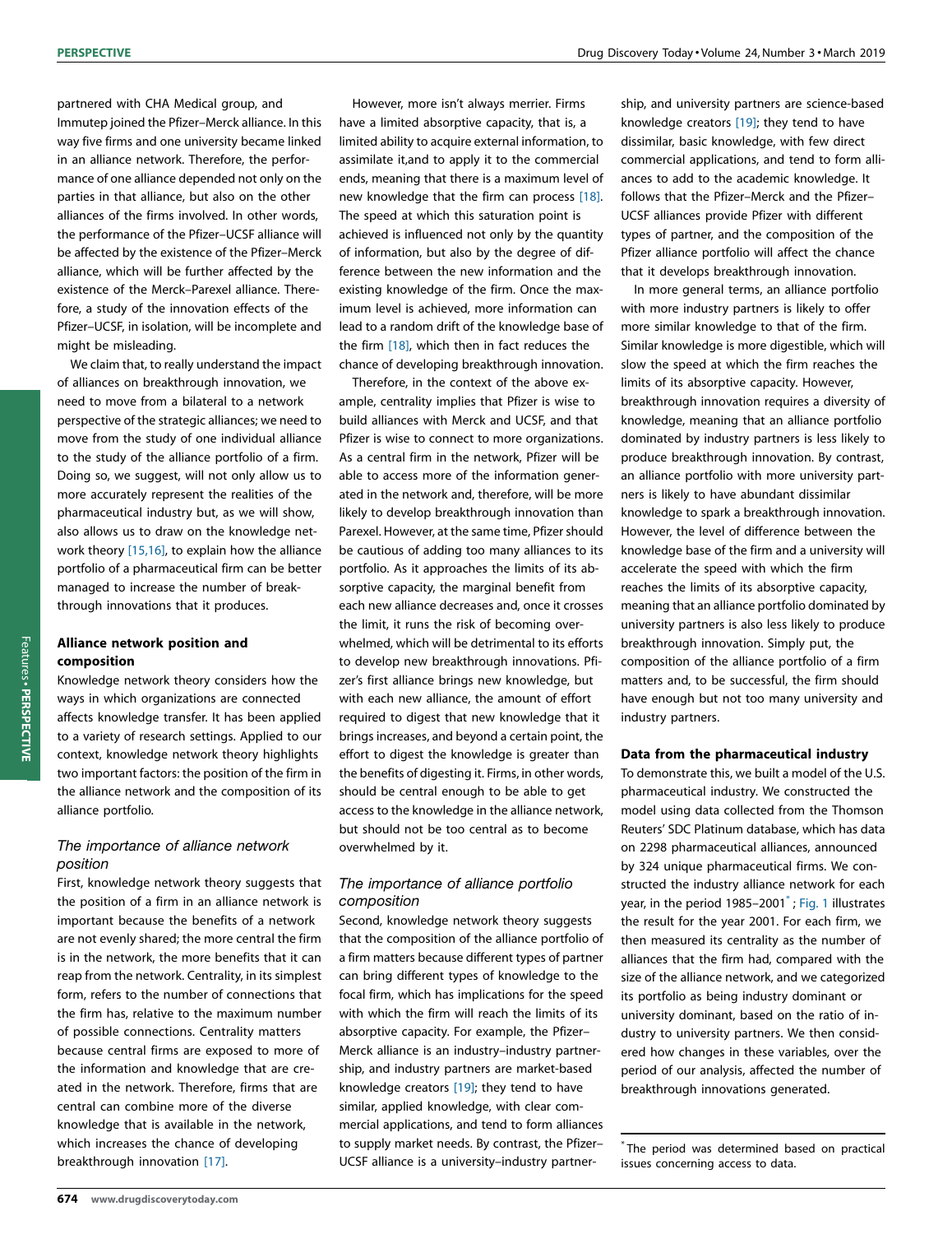partnered with CHA Medical group, and Immutep joined the Pfizer–Merck alliance. In this way five firms and one university became linked in an alliance network. Therefore, the performance of one alliance depended not only on the parties in that alliance, but also on the other alliances of the firms involved. In other words, the performance of the Pfizer–UCSF alliance will be affected by the existence of the Pfizer–Merck alliance, which will be further affected by the existence of the Merck–Parexel alliance. Therefore, a study of the innovation effects of the Pfizer–UCSF, in isolation, will be incomplete and might be misleading.

We claim that, to really understand the impact of alliances on breakthrough innovation, we need to move from a bilateral to a network perspective of the strategic alliances; we need to move from the study of one individual alliance to the study of the alliance portfolio of a firm. Doing so, we suggest, will not only allow us to more accurately represent the realities of the pharmaceutical industry but, as we will show, also allows us to draw on the knowledge network theory [15,16], to explain how the alliance portfolio of a pharmaceutical firm can be better managed to increase the number of breakthrough innovations that it produces.

## Alliance network position and composition

Knowledge network theory considers how the ways in which organizations are connected affects knowledge transfer. It has been applied to a variety of research settings. Applied to our context, knowledge network theory highlights two important factors: the position of the firm in the alliance network and the composition of its alliance portfolio.

### *The importance of alliance network position*

First, knowledge network theory suggests that the position of a firm in an alliance network is important because the benefits of a network are not evenly shared; the more central the firm is in the network, the more benefits that it can reap from the network. Centrality, in its simplest form, refers to the number of connections that the firm has, relative to the maximum number of possible connections. Centrality matters because central firms are exposed to more of the information and knowledge that are created in the network. Therefore, firms that are central can combine more of the diverse knowledge that is available in the network, which increases the chance of developing breakthrough innovation [17].

However, more isn't always merrier. Firms have a limited absorptive capacity, that is, a limited ability to acquire external information, to assimilate it,and to apply it to the commercial ends, meaning that there is a maximum level of new knowledge that the firm can process [18]. The speed at which this saturation point is achieved is influenced not only by the quantity of information, but also by the degree of difference between the new information and the existing knowledge of the firm. Once the maximum level is achieved, more information can lead to a random drift of the knowledge base of the firm [18], which then in fact reduces the chance of developing breakthrough innovation.

Therefore, in the context of the above example, centrality implies that Pfizer is wise to build alliances with Merck and UCSF, and that Pfizer is wise to connect to more organizations. As a central firm in the network, Pfizer will be able to access more of the information generated in the network and, therefore, will be more likely to develop breakthrough innovation than Parexel. However, at the same time, Pfizer should be cautious of adding too many alliances to its portfolio. As it approaches the limits of its absorptive capacity, the marginal benefit from each new alliance decreases and, once it crosses the limit, it runs the risk of becoming overwhelmed, which will be detrimental to its efforts to develop new breakthrough innovations. Pfizer's first alliance brings new knowledge, but with each new alliance, the amount of effort required to digest that new knowledge that it brings increases, and beyond a certain point, the effort to digest the knowledge is greater than the benefits of digesting it. Firms, in other words, should be central enough to be able to get access to the knowledge in the alliance network, but should not be too central as to become overwhelmed by it.

### *The importance of alliance portfolio composition*

Second, knowledge network theory suggests that the composition of the alliance portfolio of a firm matters because different types of partner can bring different types of knowledge to the focal firm, which has implications for the speed with which the firm will reach the limits of its absorptive capacity. For example, the Pfizer–Merck alliance is an industry–industry partnership, and industry partners are market-based knowledge creators [19]; they tend to have similar, applied knowledge, with clear commercial applications, and tend to form alliances to supply market needs. By contrast, the Pfizer–UCSF alliance is a university–industry partnership, and university partners are science-based knowledge creators [19]; they tend to have dissimilar, basic knowledge, with few direct commercial applications, and tend to form alliances to add to the academic knowledge. It follows that the Pfizer–Merck and the Pfizer–UCSF alliances provide Pfizer with different types of partner, and the composition of the Pfizer alliance portfolio will affect the chance that it develops breakthrough innovation.

In more general terms, an alliance portfolio with more industry partners is likely to offer more similar knowledge to that of the firm. Similar knowledge is more digestible, which will slow the speed at which the firm reaches the limits of its absorptive capacity. However, breakthrough innovation requires a diversity of knowledge, meaning that an alliance portfolio dominated by industry partners is less likely to produce breakthrough innovation. By contrast, an alliance portfolio with more university partners is likely to have abundant dissimilar knowledge to spark a breakthrough innovation. However, the level of difference between the knowledge base of the firm and a university will accelerate the speed with which the firm reaches the limits of its absorptive capacity, meaning that an alliance portfolio dominated by university partners is also less likely to produce breakthrough innovation. Simply put, the composition of the alliance portfolio of a firm matters and, to be successful, the firm should have enough but not too many university and industry partners.

## Data from the pharmaceutical industry

To demonstrate this, we built a model of the U.S. pharmaceutical industry. We constructed the model using data collected from the Thomson Reuters' SDC Platinum database, which has data on 2298 pharmaceutical alliances, announced by 324 unique pharmaceutical firms. We constructed the industry alliance network for each year, in the period 1985–2001[*]; Fig. 1 illustrates the result for the year 2001. For each firm, we then measured its centrality as the number of alliances that the firm had, compared with the size of the alliance network, and we categorized its portfolio as being industry dominant or university dominant, based on the ratio of industry to university partners. We then considered how changes in these variables, over the period of our analysis, affected the number of breakthrough innovations generated.

[*] The period was determined based on practical issues concerning access to data.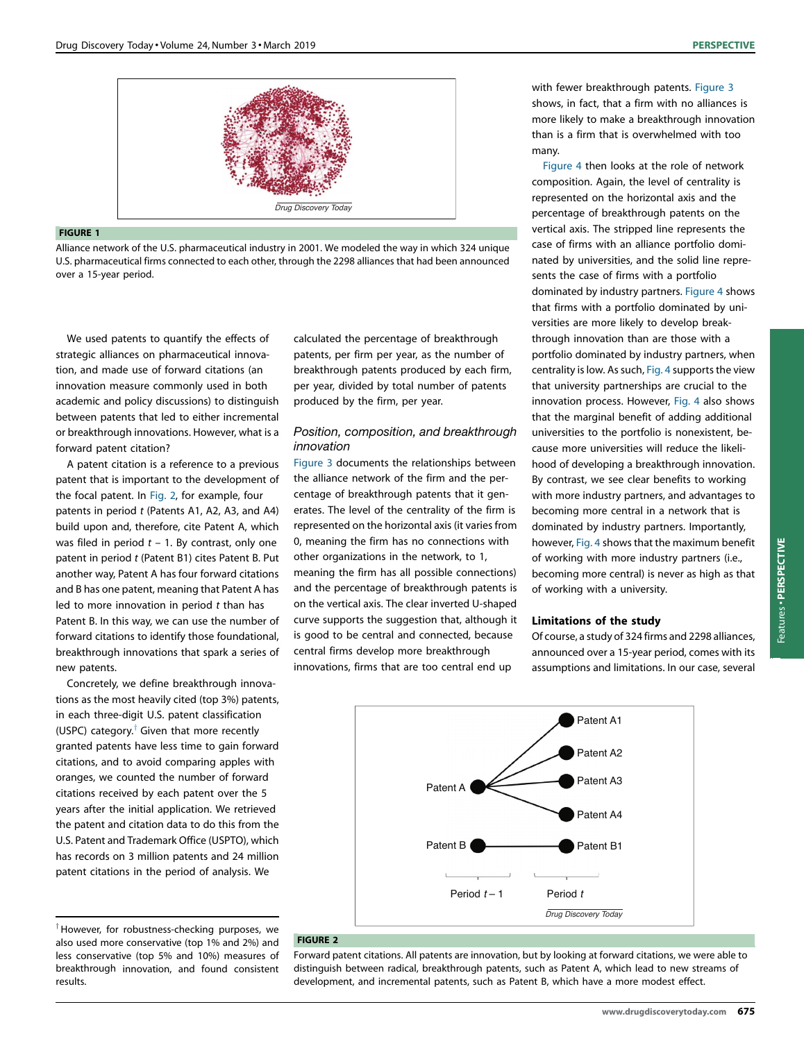**FIGURE 1**

Alliance network of the U.S. pharmaceutical industry in 2001. We modeled the way in which 324 unique U.S. pharmaceutical firms connected to each other, through the 2298 alliances that had been announced over a 15-year period.

We used patents to quantify the effects of strategic alliances on pharmaceutical innovation, and made use of forward citations (an innovation measure commonly used in both academic and policy discussions) to distinguish between patents that led to either incremental or breakthrough innovations. However, what is a forward patent citation?

A patent citation is a reference to a previous patent that is important to the development of the focal patent. In Fig. 2, for example, four patents in period *t* (Patents A1, A2, A3, and A4) build upon and, therefore, cite Patent A, which was filed in period $t - 1$. By contrast, only one patent in period *t* (Patent B1) cites Patent B. Put another way, Patent A has four forward citations and B has one patent, meaning that Patent A has led to more innovation in period *t* than has Patent B. In this way, we can use the number of forward citations to identify those foundational, breakthrough innovations that spark a series of new patents.

Concretely, we define breakthrough innovations as the most heavily cited (top 3%) patents, in each three-digit U.S. patent classification (USPC) category.[†] Given that more recently granted patents have less time to gain forward citations, and to avoid comparing apples with oranges, we counted the number of forward citations received by each patent over the 5 years after the initial application. We retrieved the patent and citation data to do this from the U.S. Patent and Trademark Office (USPTO), which has records on 3 million patents and 24 million patent citations in the period of analysis. We calculated the percentage of breakthrough patents, per firm per year, as the number of breakthrough patents produced by each firm, per year, divided by total number of patents produced by the firm, per year.

## *Position, composition, and breakthrough innovation*

Figure 3 documents the relationships between the alliance network of the firm and the percentage of breakthrough patents that it generates. The level of the centrality of the firm is represented on the horizontal axis (it varies from 0, meaning the firm has no connections with other organizations in the network, to 1, meaning the firm has all possible connections) and the percentage of breakthrough patents is on the vertical axis. The clear inverted U-shaped curve supports the suggestion that, although it is good to be central and connected, because central firms develop more breakthrough innovations, firms that are too central end up with fewer breakthrough patents. Figure 3 shows, in fact, that a firm with no alliances is more likely to make a breakthrough innovation than is a firm that is overwhelmed with too many.

Figure 4 then looks at the role of network composition. Again, the level of centrality is represented on the horizontal axis and the percentage of breakthrough patents on the vertical axis. The stripped line represents the case of firms with an alliance portfolio dominated by universities, and the solid line represents the case of firms with a portfolio dominated by industry partners. Figure 4 shows that firms with a portfolio dominated by universities are more likely to develop breakthrough innovation than are those with a portfolio dominated by industry partners, when centrality is low. As such, Fig. 4 supports the view that university partnerships are crucial to the innovation process. However, Fig. 4 also shows that the marginal benefit of adding additional universities to the portfolio is nonexistent, because more universities will reduce the likelihood of developing a breakthrough innovation. By contrast, we see clear benefits to working with more industry partners, and advantages to becoming more central in a network that is dominated by industry partners. Importantly, however, Fig. 4 shows that the maximum benefit of working with more industry partners (i.e., becoming more central) is never as high as that of working with a university.

## Limitations of the study

Of course, a study of 324 firms and 2298 alliances, announced over a 15-year period, comes with its assumptions and limitations. In our case, several

**FIGURE 2**

Forward patent citations. All patents are innovation, but by looking at forward citations, we were able to distinguish between radical, breakthrough patents, such as Patent A, which lead to new streams of development, and incremental patents, such as Patent B, which have a more modest effect.

[†] However, for robustness-checking purposes, we also used more conservative (top 1% and 2%) and less conservative (top 5% and 10%) measures of breakthrough innovation, and found consistent results.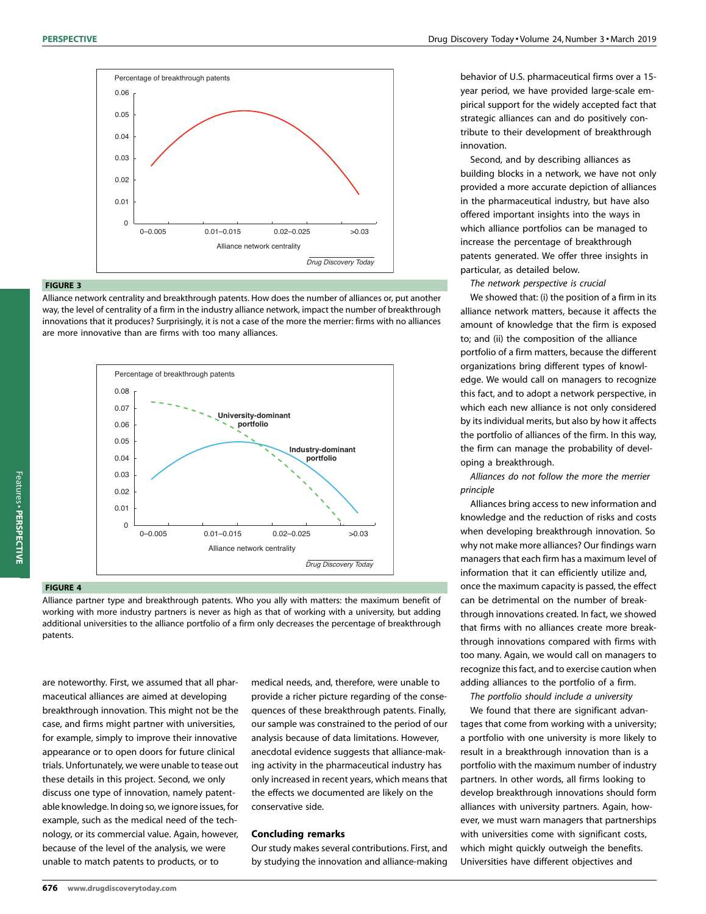**FIGURE 3**

Alliance network centrality and breakthrough patents. How does the number of alliances or, put another way, the level of centrality of a firm in the industry alliance network, impact the number of breakthrough innovations that it produces? Surprisingly, it is not a case of the more the merrier: firms with no alliances are more innovative than are firms with too many alliances.

**FIGURE 4**

Alliance partner type and breakthrough patents. Who you ally with matters: the maximum benefit of working with more industry partners is never as high as that of working with a university, but adding additional universities to the alliance portfolio of a firm only decreases the percentage of breakthrough patents.

are noteworthy. First, we assumed that all pharmaceutical alliances are aimed at developing breakthrough innovation. This might not be the case, and firms might partner with universities, for example, simply to improve their innovative appearance or to open doors for future clinical trials. Unfortunately, we were unable to tease out these details in this project. Second, we only discuss one type of innovation, namely patentable knowledge. In doing so, we ignore issues, for example, such as the medical need of the technology, or its commercial value. Again, however, because of the level of the analysis, we were unable to match patents to products, or to medical needs, and, therefore, were unable to provide a richer picture regarding of the consequences of these breakthrough patents. Finally, our sample was constrained to the period of our analysis because of data limitations. However, anecdotal evidence suggests that alliance-making activity in the pharmaceutical industry has only increased in recent years, which means that the effects we documented are likely on the conservative side.

## Concluding remarks

Our study makes several contributions. First, and by studying the innovation and alliance-making behavior of U.S. pharmaceutical firms over a 15-year period, we have provided large-scale empirical support for the widely accepted fact that strategic alliances can and do positively contribute to their development of breakthrough innovation.

Second, and by describing alliances as building blocks in a network, we have not only provided a more accurate depiction of alliances in the pharmaceutical industry, but have also offered important insights into the ways in which alliance portfolios can be managed to increase the percentage of breakthrough patents generated. We offer three insights in particular, as detailed below.

*The network perspective is crucial*

We showed that: (i) the position of a firm in its alliance network matters, because it affects the amount of knowledge that the firm is exposed to; and (ii) the composition of the alliance portfolio of a firm matters, because the different organizations bring different types of knowledge. We would call on managers to recognize this fact, and to adopt a network perspective, in which each new alliance is not only considered by its individual merits, but also by how it affects the portfolio of alliances of the firm. In this way, the firm can manage the probability of developing a breakthrough.

*Alliances do not follow the more the merrier principle*

Alliances bring access to new information and knowledge and the reduction of risks and costs when developing breakthrough innovation. So why not make more alliances? Our findings warn managers that each firm has a maximum level of information that it can efficiently utilize and, once the maximum capacity is passed, the effect can be detrimental on the number of breakthrough innovations created. In fact, we showed that firms with no alliances create more breakthrough innovations compared with firms with too many. Again, we would call on managers to recognize this fact, and to exercise caution when adding alliances to the portfolio of a firm.

*The portfolio should include a university*

We found that there are significant advantages that come from working with a university; a portfolio with one university is more likely to result in a breakthrough innovation than is a portfolio with the maximum number of industry partners. In other words, all firms looking to develop breakthrough innovations should form alliances with university partners. Again, however, we must warn managers that partnerships with universities come with significant costs, which might quickly outweigh the benefits. Universities have different objectives and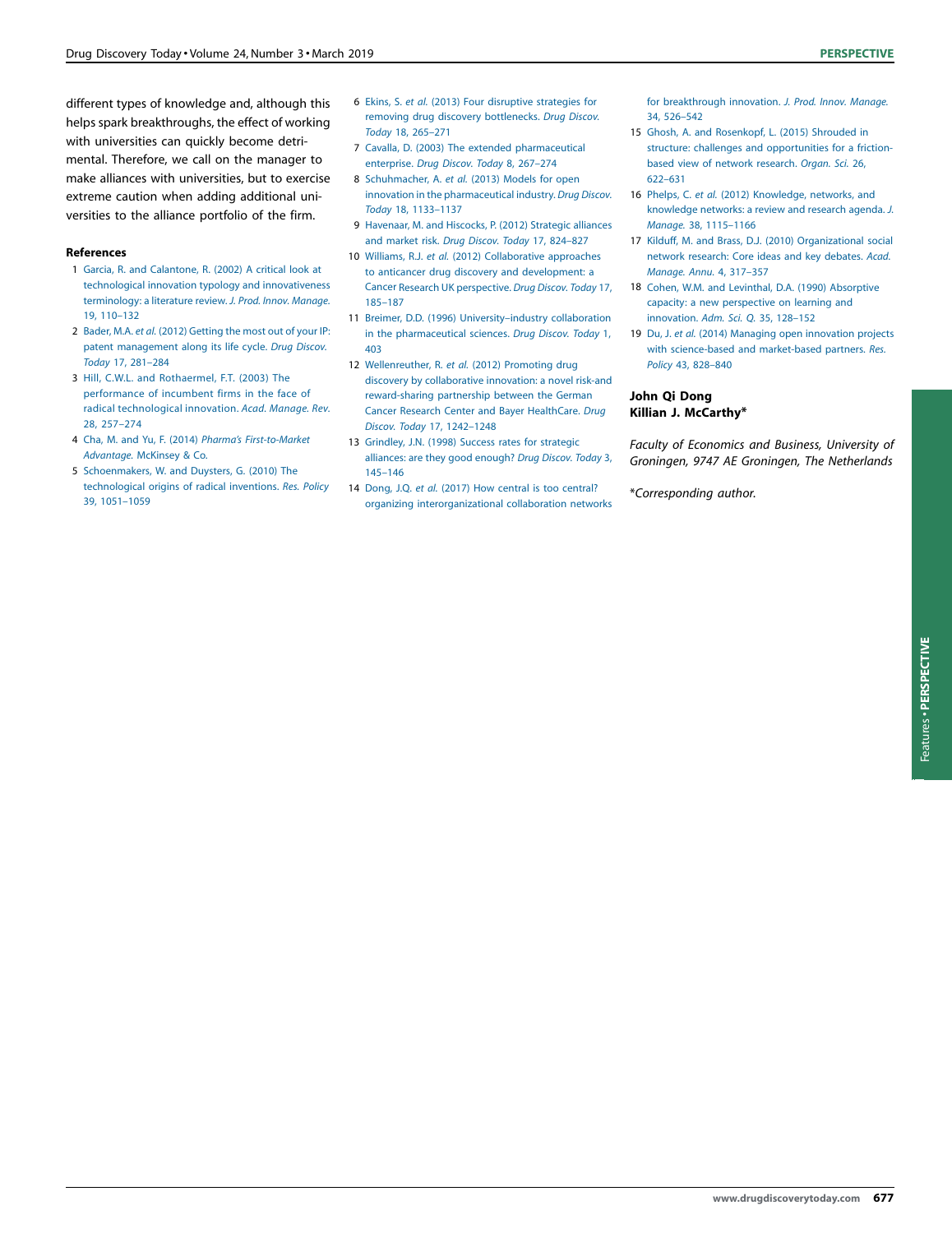different types of knowledge and, although this helps spark breakthroughs, the effect of working with universities can quickly become detrimental. Therefore, we call on the manager to make alliances with universities, but to exercise extreme caution when adding additional universities to the alliance portfolio of the firm.

### References

1. Garcia, R. and Calantone, R. (2002) A critical look at technological innovation typology and innovativeness terminology: a literature review. *J. Prod. Innov. Manage.* 19, 110–132
2. Bader, M.A. *et al.* (2012) Getting the most out of your IP: patent management along its life cycle. *Drug Discov. Today* 17, 281–284
3. Hill, C.W.L. and Rothaermel, F.T. (2003) The performance of incumbent firms in the face of radical technological innovation. *Acad. Manage. Rev.* 28, 257–274
4. Cha, M. and Yu, F. (2014) *Pharma's First-to-Market Advantage.* McKinsey & Co.
5. Schoenmakers, W. and Duysters, G. (2010) The technological origins of radical inventions. *Res. Policy* 39, 1051–1059
6. Ekins, S. *et al.* (2013) Four disruptive strategies for removing drug discovery bottlenecks. *Drug Discov. Today* 18, 265–271
7. Cavalla, D. (2003) The extended pharmaceutical enterprise. *Drug Discov. Today* 8, 267–274
8. Schuhmacher, A. *et al.* (2013) Models for open innovation in the pharmaceutical industry. *Drug Discov. Today* 18, 1133–1137
9. Havenaar, M. and Hiscocks, P. (2012) Strategic alliances and market risk. *Drug Discov. Today* 17, 824–827
10. Williams, R.J. *et al.* (2012) Collaborative approaches to anticancer drug discovery and development: a Cancer Research UK perspective. *Drug Discov. Today* 17, 185–187
11. Breimer, D.D. (1996) University–industry collaboration in the pharmaceutical sciences. *Drug Discov. Today* 1, 403
12. Wellenreuther, R. *et al.* (2012) Promoting drug discovery by collaborative innovation: a novel risk-and reward-sharing partnership between the German Cancer Research Center and Bayer HealthCare. *Drug Discov. Today* 17, 1242–1248
13. Grindley, J.N. (1998) Success rates for strategic alliances: are they good enough? *Drug Discov. Today* 3, 145–146
14. Dong, J.Q. *et al.* (2017) How central is too central? organizing interorganizational collaboration networks for breakthrough innovation. *J. Prod. Innov. Manage.* 34, 526–542
15. Ghosh, A. and Rosenkopf, L. (2015) Shrouded in structure: challenges and opportunities for a friction-based view of network research. *Organ. Sci.* 26, 622–631
16. Phelps, C. *et al.* (2012) Knowledge, networks, and knowledge networks: a review and research agenda. *J. Manage.* 38, 1115–1166
17. Kilduff, M. and Brass, D.J. (2010) Organizational social network research: Core ideas and key debates. *Acad. Manage. Annu.* 4, 317–357
18. Cohen, W.M. and Levinthal, D.A. (1990) Absorptive capacity: a new perspective on learning and innovation. *Adm. Sci. Q.* 35, 128–152
19. Du, J. *et al.* (2014) Managing open innovation projects with science-based and market-based partners. *Res. Policy* 43, 828–840

**John Qi Dong**
**Killian J. McCarthy***

*Faculty of Economics and Business, University of Groningen, 9747 AE Groningen, The Netherlands*

**Corresponding author.*